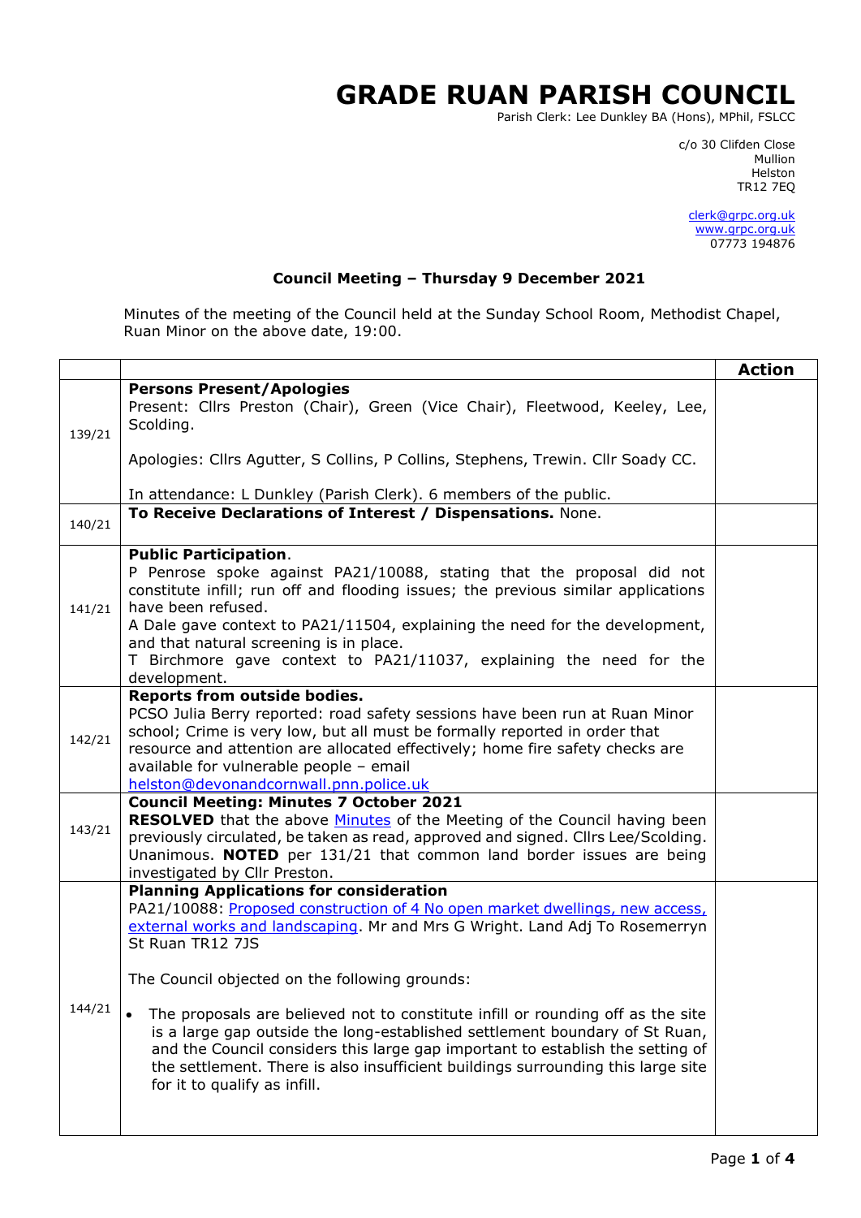# GRADE RUAN PARISH COUNCIL

Parish Clerk: Lee Dunkley BA (Hons), MPhil, FSLCC

c/o 30 Clifden Close
Mullion
Helston
TR12 7EQ

clerk@grpc.org.uk
www.grpc.org.uk
07773 194876

**Council Meeting – Thursday 9 December 2021**

Minutes of the meeting of the Council held at the Sunday School Room, Methodist Chapel, Ruan Minor on the above date, 19:00.

| | | Action |
|---|---|---|
| 139/21 | **Persons Present/Apologies**<br>Present: Cllrs Preston (Chair), Green (Vice Chair), Fleetwood, Keeley, Lee, Scolding.<br><br>Apologies: Cllrs Agutter, S Collins, P Collins, Stephens, Trewin. Cllr Soady CC.<br><br>In attendance: L Dunkley (Parish Clerk). 6 members of the public. | |
| 140/21 | **To Receive Declarations of Interest / Dispensations.** None. | |
| 141/21 | **Public Participation**.<br>P Penrose spoke against PA21/10088, stating that the proposal did not constitute infill; run off and flooding issues; the previous similar applications have been refused.<br>A Dale gave context to PA21/11504, explaining the need for the development, and that natural screening is in place.<br>T Birchmore gave context to PA21/11037, explaining the need for the development. | |
| 142/21 | **Reports from outside bodies.**<br>PCSO Julia Berry reported: road safety sessions have been run at Ruan Minor school; Crime is very low, but all must be formally reported in order that resource and attention are allocated effectively; home fire safety checks are available for vulnerable people – email helston@devonandcornwall.pnn.police.uk | |
| 143/21 | **Council Meeting: Minutes 7 October 2021**<br>**RESOLVED** that the above Minutes of the Meeting of the Council having been previously circulated, be taken as read, approved and signed. Cllrs Lee/Scolding. Unanimous. **NOTED** per 131/21 that common land border issues are being investigated by Cllr Preston. | |
| 144/21 | **Planning Applications for consideration**<br>PA21/10088: Proposed construction of 4 No open market dwellings, new access, external works and landscaping. Mr and Mrs G Wright. Land Adj To Rosemerryn St Ruan TR12 7JS<br><br>The Council objected on the following grounds:<br><br>• The proposals are believed not to constitute infill or rounding off as the site is a large gap outside the long-established settlement boundary of St Ruan, and the Council considers this large gap important to establish the setting of the settlement. There is also insufficient buildings surrounding this large site for it to qualify as infill. | |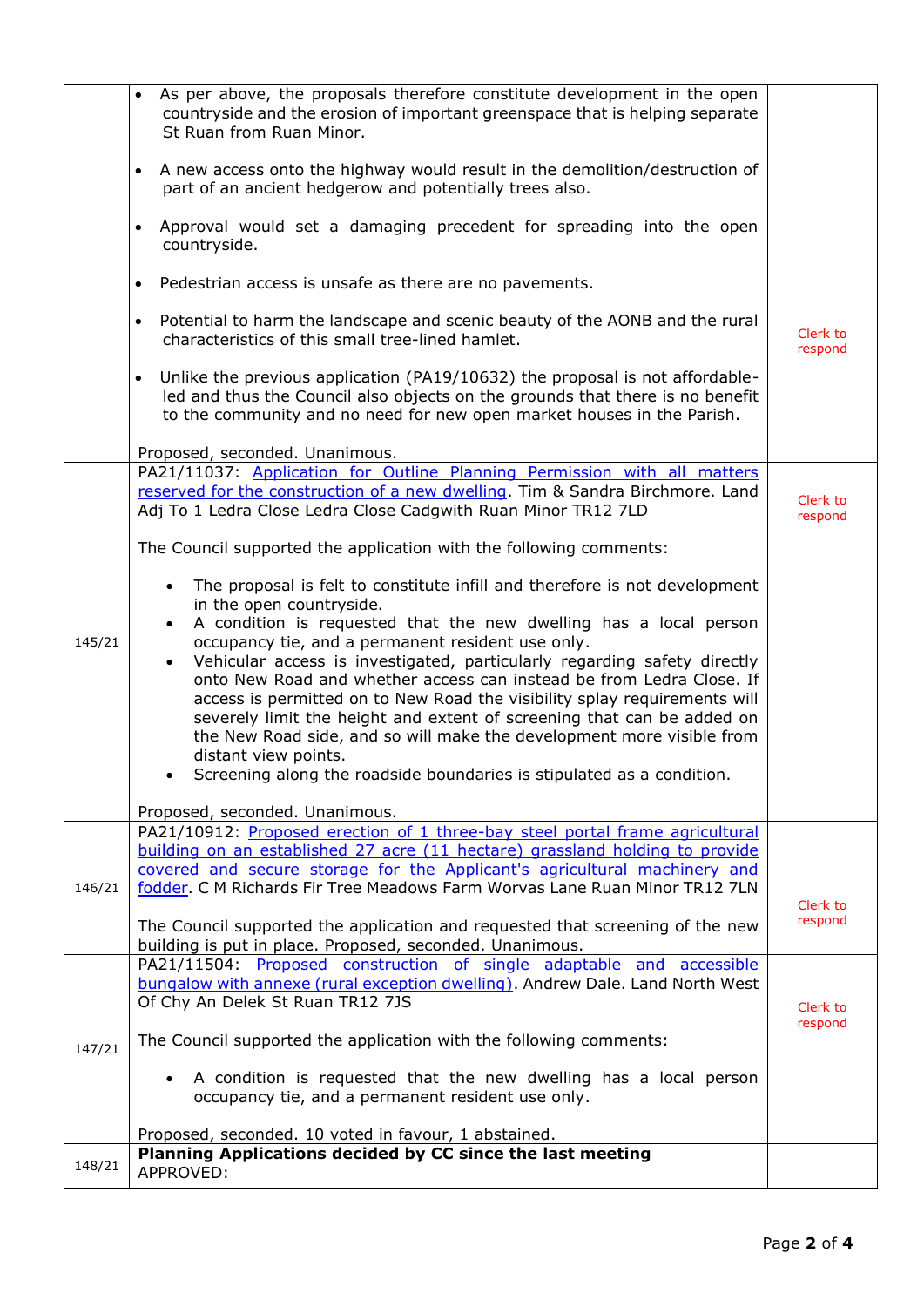| | | |
|---|---|---|
| | • As per above, the proposals therefore constitute development in the open countryside and the erosion of important greenspace that is helping separate St Ruan from Ruan Minor.<br><br>• A new access onto the highway would result in the demolition/destruction of part of an ancient hedgerow and potentially trees also.<br><br>• Approval would set a damaging precedent for spreading into the open countryside.<br><br>• Pedestrian access is unsafe as there are no pavements.<br><br>• Potential to harm the landscape and scenic beauty of the AONB and the rural characteristics of this small tree-lined hamlet.<br><br>• Unlike the previous application (PA19/10632) the proposal is not affordable-led and thus the Council also objects on the grounds that there is no benefit to the community and no need for new open market houses in the Parish.<br><br>Proposed, seconded. Unanimous. | Clerk to respond |
| 145/21 | PA21/11037: Application for Outline Planning Permission with all matters reserved for the construction of a new dwelling. Tim & Sandra Birchmore. Land Adj To 1 Ledra Close Ledra Close Cadgwith Ruan Minor TR12 7LD<br><br>The Council supported the application with the following comments:<br><br>• The proposal is felt to constitute infill and therefore is not development in the open countryside.<br>• A condition is requested that the new dwelling has a local person occupancy tie, and a permanent resident use only.<br>• Vehicular access is investigated, particularly regarding safety directly onto New Road and whether access can instead be from Ledra Close. If access is permitted on to New Road the visibility splay requirements will severely limit the height and extent of screening that can be added on the New Road side, and so will make the development more visible from distant view points.<br>• Screening along the roadside boundaries is stipulated as a condition.<br><br>Proposed, seconded. Unanimous. | Clerk to respond |
| 146/21 | PA21/10912: Proposed erection of 1 three-bay steel portal frame agricultural building on an established 27 acre (11 hectare) grassland holding to provide covered and secure storage for the Applicant's agricultural machinery and fodder. C M Richards Fir Tree Meadows Farm Worvas Lane Ruan Minor TR12 7LN<br><br>The Council supported the application and requested that screening of the new building is put in place. Proposed, seconded. Unanimous. | Clerk to respond |
| 147/21 | PA21/11504: Proposed construction of single adaptable and accessible bungalow with annexe (rural exception dwelling). Andrew Dale. Land North West Of Chy An Delek St Ruan TR12 7JS<br><br>The Council supported the application with the following comments:<br><br>• A condition is requested that the new dwelling has a local person occupancy tie, and a permanent resident use only.<br><br>Proposed, seconded. 10 voted in favour, 1 abstained. | Clerk to respond |
| 148/21 | **Planning Applications decided by CC since the last meeting**<br>APPROVED: | |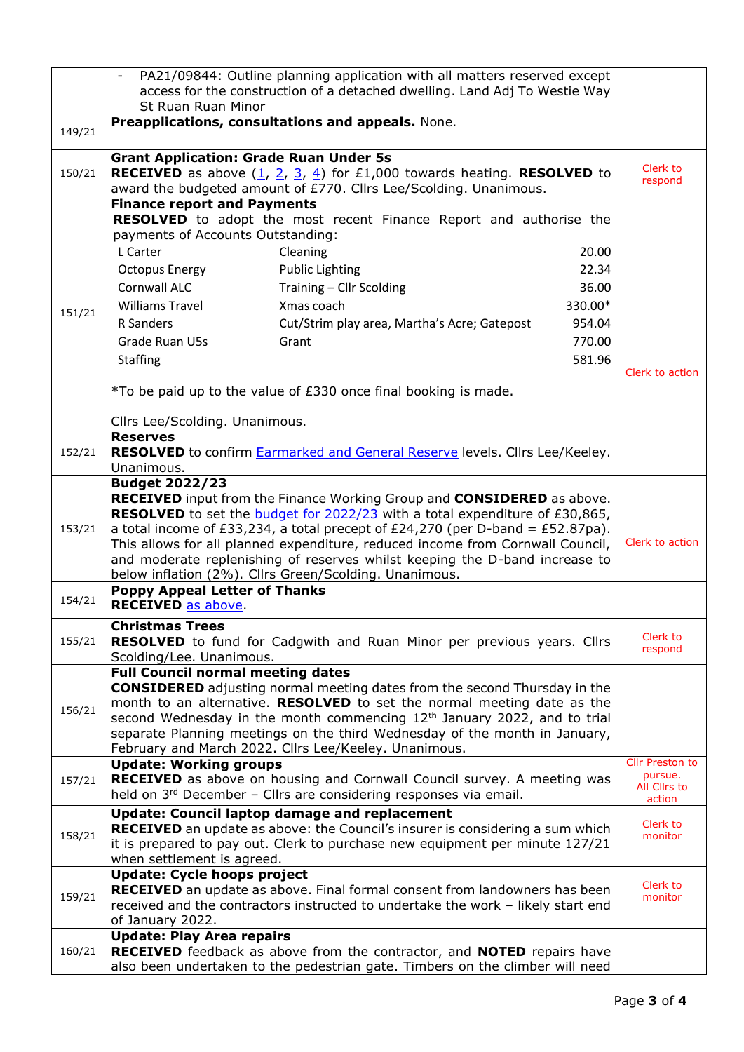| | | |
|---|---|---|
| | - PA21/09844: Outline planning application with all matters reserved except access for the construction of a detached dwelling. Land Adj To Westie Way St Ruan Ruan Minor | |
| 149/21 | **Preapplications, consultations and appeals.** None. | |
| 150/21 | **Grant Application: Grade Ruan Under 5s**<br>**RECEIVED** as above (1, 2, 3, 4) for £1,000 towards heating. **RESOLVED** to award the budgeted amount of £770. Cllrs Lee/Scolding. Unanimous. | Clerk to respond |
| 151/21 | **Finance report and Payments**<br>**RESOLVED** to adopt the most recent Finance Report and authorise the payments of Accounts Outstanding:<br>L Carter — Cleaning — 20.00<br>Octopus Energy — Public Lighting — 22.34<br>Cornwall ALC — Training – Cllr Scolding — 36.00<br>Williams Travel — Xmas coach — 330.00*<br>R Sanders — Cut/Strim play area, Martha's Acre; Gatepost — 954.04<br>Grade Ruan U5s — Grant — 770.00<br>Staffing — 581.96<br><br>*To be paid up to the value of £330 once final booking is made.<br><br>Cllrs Lee/Scolding. Unanimous. | Clerk to action |
| 152/21 | **Reserves**<br>**RESOLVED** to confirm Earmarked and General Reserve levels. Cllrs Lee/Keeley. Unanimous. | |
| 153/21 | **Budget 2022/23**<br>**RECEIVED** input from the Finance Working Group and **CONSIDERED** as above. **RESOLVED** to set the budget for 2022/23 with a total expenditure of £30,865, a total income of £33,234, a total precept of £24,270 (per D-band = £52.87pa). This allows for all planned expenditure, reduced income from Cornwall Council, and moderate replenishing of reserves whilst keeping the D-band increase to below inflation (2%). Cllrs Green/Scolding. Unanimous. | Clerk to action |
| 154/21 | **Poppy Appeal Letter of Thanks**<br>**RECEIVED** as above. | |
| 155/21 | **Christmas Trees**<br>**RESOLVED** to fund for Cadgwith and Ruan Minor per previous years. Cllrs Scolding/Lee. Unanimous. | Clerk to respond |
| 156/21 | **Full Council normal meeting dates**<br>**CONSIDERED** adjusting normal meeting dates from the second Thursday in the month to an alternative. **RESOLVED** to set the normal meeting date as the second Wednesday in the month commencing 12th January 2022, and to trial separate Planning meetings on the third Wednesday of the month in January, February and March 2022. Cllrs Lee/Keeley. Unanimous. | |
| 157/21 | **Update: Working groups**<br>**RECEIVED** as above on housing and Cornwall Council survey. A meeting was held on 3rd December – Cllrs are considering responses via email. | Cllr Preston to pursue. All Cllrs to action |
| 158/21 | **Update: Council laptop damage and replacement**<br>**RECEIVED** an update as above: the Council's insurer is considering a sum which it is prepared to pay out. Clerk to purchase new equipment per minute 127/21 when settlement is agreed. | Clerk to monitor |
| 159/21 | **Update: Cycle hoops project**<br>**RECEIVED** an update as above. Final formal consent from landowners has been received and the contractors instructed to undertake the work – likely start end of January 2022. | Clerk to monitor |
| 160/21 | **Update: Play Area repairs**<br>**RECEIVED** feedback as above from the contractor, and **NOTED** repairs have also been undertaken to the pedestrian gate. Timbers on the climber will need | |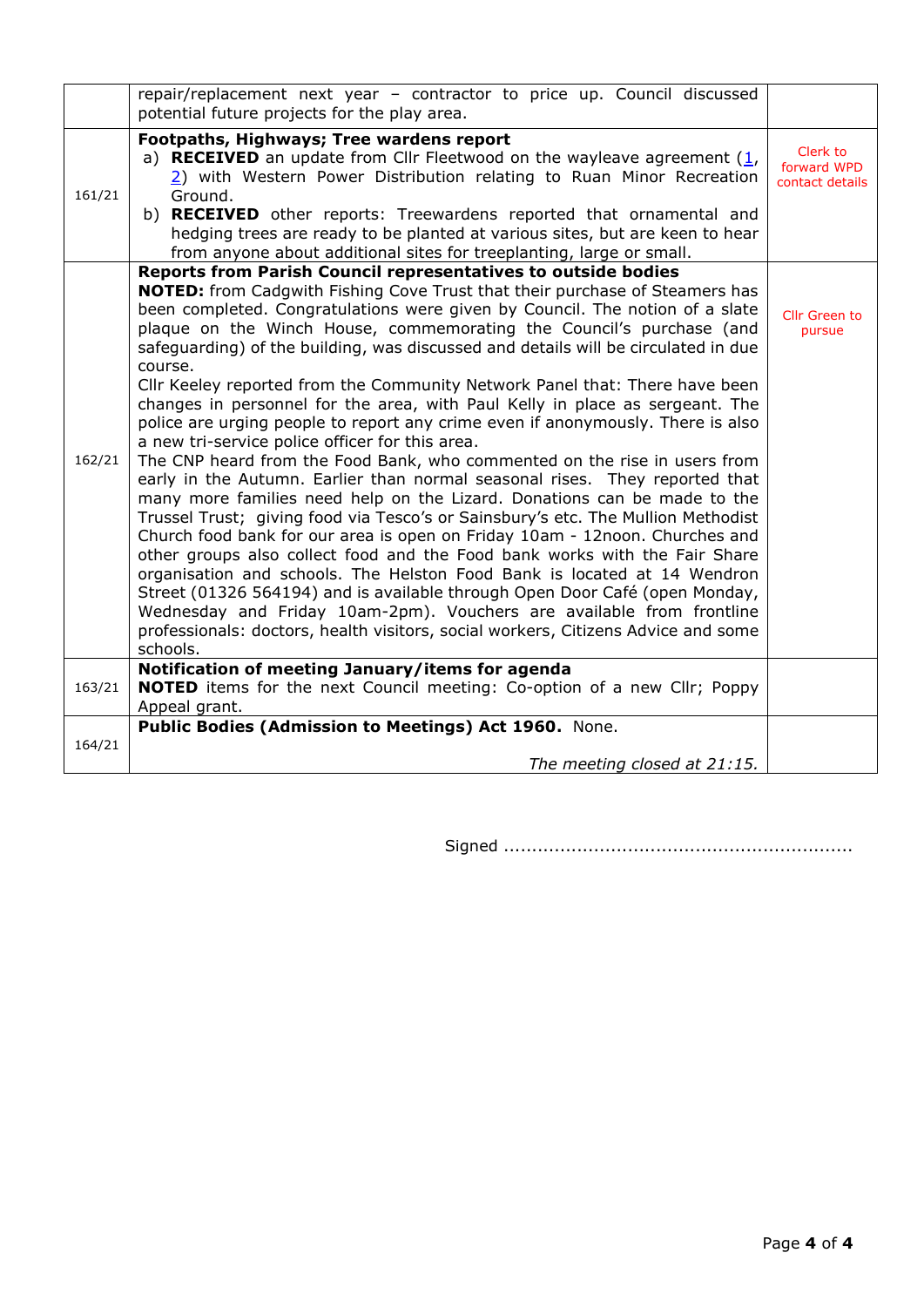| | | |
|---|---|---|
| | repair/replacement next year – contractor to price up. Council discussed potential future projects for the play area. | |
| 161/21 | **Footpaths, Highways; Tree wardens report**<br>a) **RECEIVED** an update from Cllr Fleetwood on the wayleave agreement (1, 2) with Western Power Distribution relating to Ruan Minor Recreation Ground.<br>b) **RECEIVED** other reports: Treewardens reported that ornamental and hedging trees are ready to be planted at various sites, but are keen to hear from anyone about additional sites for treeplanting, large or small. | Clerk to forward WPD contact details |
| 162/21 | **Reports from Parish Council representatives to outside bodies**<br>**NOTED:** from Cadgwith Fishing Cove Trust that their purchase of Steamers has been completed. Congratulations were given by Council. The notion of a slate plaque on the Winch House, commemorating the Council's purchase (and safeguarding) of the building, was discussed and details will be circulated in due course.<br>Cllr Keeley reported from the Community Network Panel that: There have been changes in personnel for the area, with Paul Kelly in place as sergeant. The police are urging people to report any crime even if anonymously. There is also a new tri-service police officer for this area.<br>The CNP heard from the Food Bank, who commented on the rise in users from early in the Autumn. Earlier than normal seasonal rises. They reported that many more families need help on the Lizard. Donations can be made to the Trussel Trust; giving food via Tesco's or Sainsbury's etc. The Mullion Methodist Church food bank for our area is open on Friday 10am - 12noon. Churches and other groups also collect food and the Food bank works with the Fair Share organisation and schools. The Helston Food Bank is located at 14 Wendron Street (01326 564194) and is available through Open Door Café (open Monday, Wednesday and Friday 10am-2pm). Vouchers are available from frontline professionals: doctors, health visitors, social workers, Citizens Advice and some schools. | Cllr Green to pursue |
| 163/21 | **Notification of meeting January/items for agenda**<br>**NOTED** items for the next Council meeting: Co-option of a new Cllr; Poppy Appeal grant. | |
| 164/21 | **Public Bodies (Admission to Meetings) Act 1960.** None.<br>*The meeting closed at 21:15.* | |

Signed ..............................................................